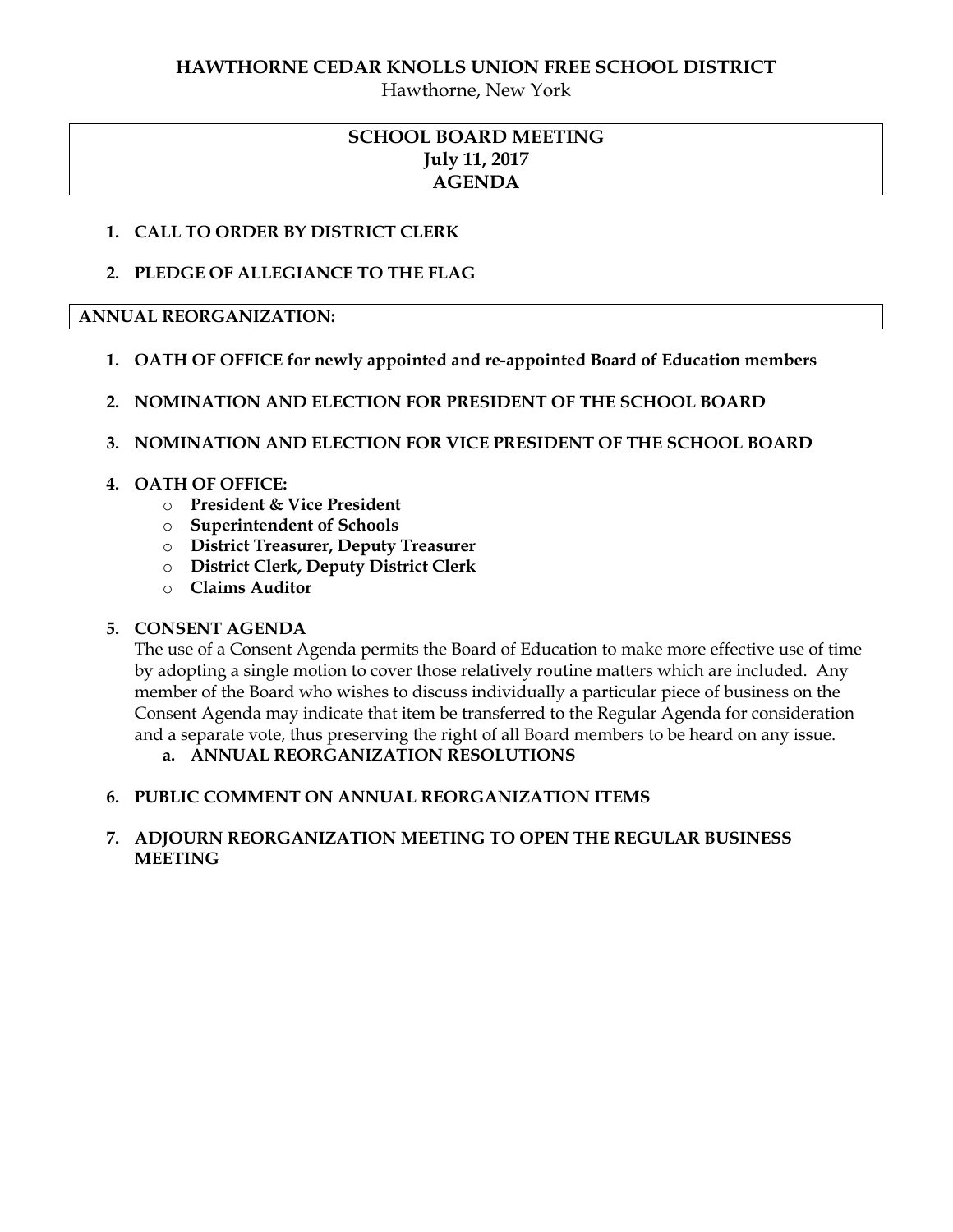# HAWTHORNE CEDAR KNOLLS UNION FREE SCHOOL DISTRICT

Hawthorne, New York

## SCHOOL BOARD MEETING
## July 11, 2017
## AGENDA

1. **CALL TO ORDER BY DISTRICT CLERK**

2. **PLEDGE OF ALLEGIANCE TO THE FLAG**

### ANNUAL REORGANIZATION:

1. **OATH OF OFFICE for newly appointed and re-appointed Board of Education members**

2. **NOMINATION AND ELECTION FOR PRESIDENT OF THE SCHOOL BOARD**

3. **NOMINATION AND ELECTION FOR VICE PRESIDENT OF THE SCHOOL BOARD**

4. **OATH OF OFFICE:**
   - **President & Vice President**
   - **Superintendent of Schools**
   - **District Treasurer, Deputy Treasurer**
   - **District Clerk, Deputy District Clerk**
   - **Claims Auditor**

5. **CONSENT AGENDA**

   The use of a Consent Agenda permits the Board of Education to make more effective use of time by adopting a single motion to cover those relatively routine matters which are included. Any member of the Board who wishes to discuss individually a particular piece of business on the Consent Agenda may indicate that item be transferred to the Regular Agenda for consideration and a separate vote, thus preserving the right of all Board members to be heard on any issue.

   a. **ANNUAL REORGANIZATION RESOLUTIONS**

6. **PUBLIC COMMENT ON ANNUAL REORGANIZATION ITEMS**

7. **ADJOURN REORGANIZATION MEETING TO OPEN THE REGULAR BUSINESS MEETING**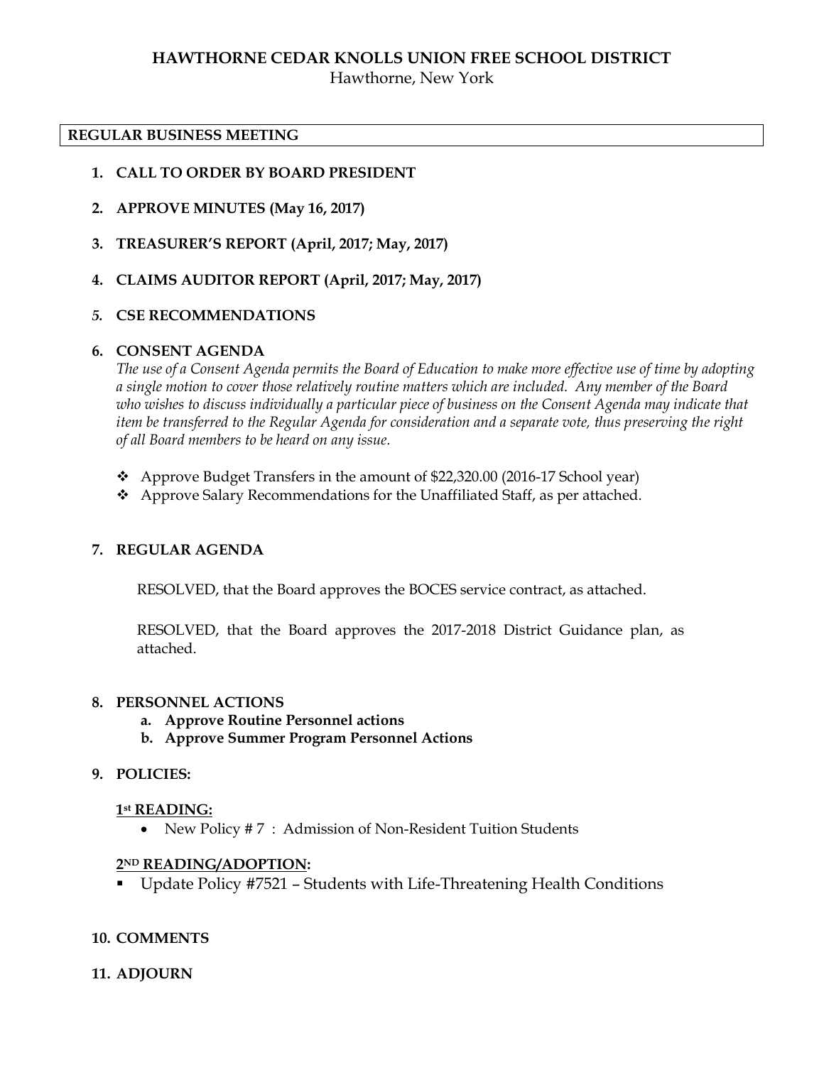**HAWTHORNE CEDAR KNOLLS UNION FREE SCHOOL DISTRICT**

Hawthorne, New York

**REGULAR BUSINESS MEETING**

1. **CALL TO ORDER BY BOARD PRESIDENT**

2. **APPROVE MINUTES (May 16, 2017)**

3. **TREASURER'S REPORT (April, 2017; May, 2017)**

4. **CLAIMS AUDITOR REPORT (April, 2017; May, 2017)**

5. **CSE RECOMMENDATIONS**

6. **CONSENT AGENDA**

   *The use of a Consent Agenda permits the Board of Education to make more effective use of time by adopting a single motion to cover those relatively routine matters which are included. Any member of the Board who wishes to discuss individually a particular piece of business on the Consent Agenda may indicate that item be transferred to the Regular Agenda for consideration and a separate vote, thus preserving the right of all Board members to be heard on any issue.*

   - Approve Budget Transfers in the amount of $22,320.00 (2016-17 School year)
   - Approve Salary Recommendations for the Unaffiliated Staff, as per attached.

7. **REGULAR AGENDA**

   RESOLVED, that the Board approves the BOCES service contract, as attached.

   RESOLVED, that the Board approves the 2017-2018 District Guidance plan, as attached.

8. **PERSONNEL ACTIONS**
   a. **Approve Routine Personnel actions**
   b. **Approve Summer Program Personnel Actions**

9. **POLICIES:**

   **1st READING:**
   - New Policy # 7 : Admission of Non-Resident Tuition Students

   **2ND READING/ADOPTION:**
   - Update Policy #7521 – Students with Life-Threatening Health Conditions

10. **COMMENTS**

11. **ADJOURN**